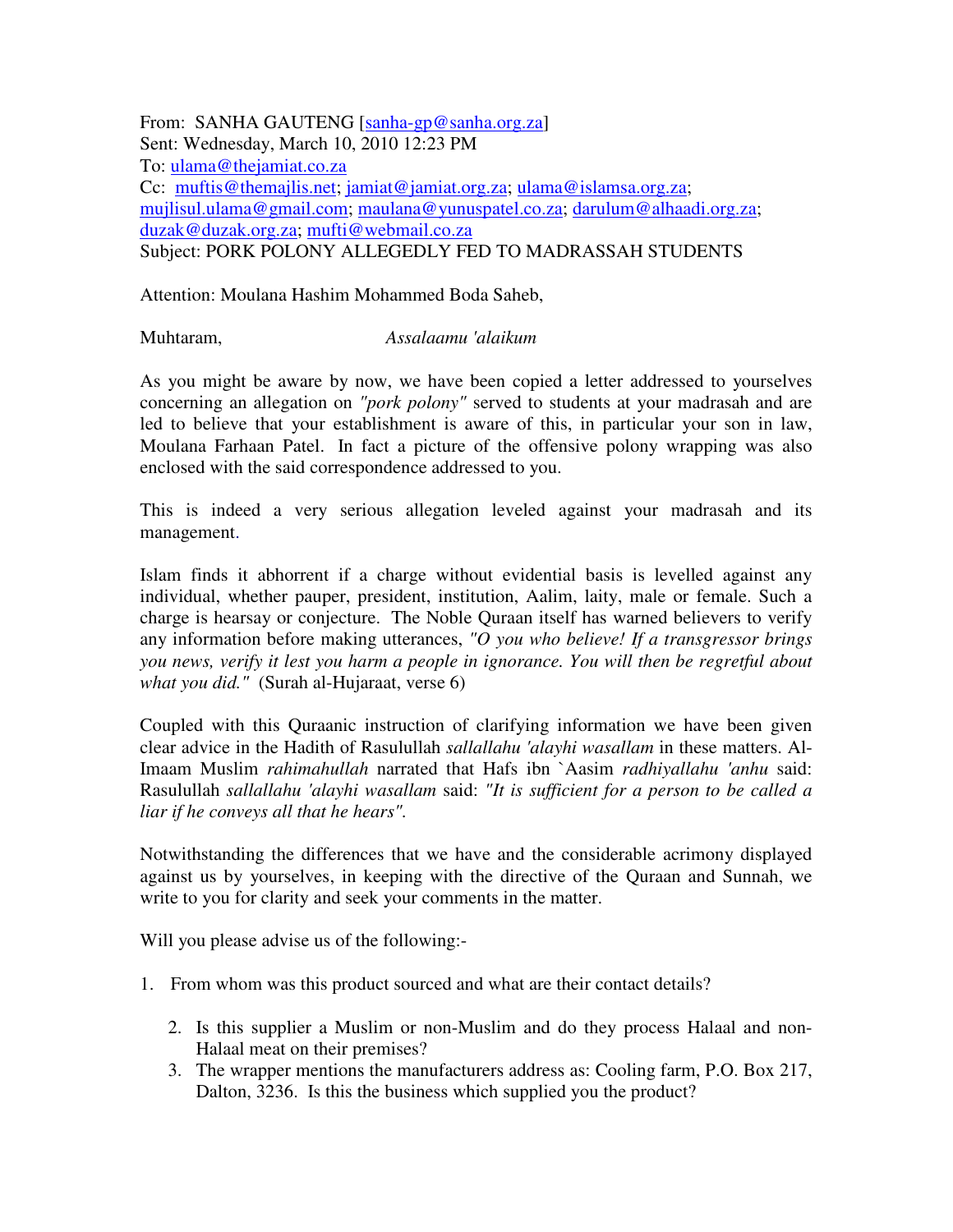From: SANHA GAUTENG [sanha-gp@sanha.org.za]
Sent: Wednesday, March 10, 2010 12:23 PM
To: ulama@thejamiat.co.za
Cc: muftis@themajlis.net; jamiat@jamiat.org.za; ulama@islamsa.org.za; mujlisul.ulama@gmail.com; maulana@yunuspatel.co.za; darulum@alhaadi.org.za; duzak@duzak.org.za; mufti@webmail.co.za
Subject: PORK POLONY ALLEGEDLY FED TO MADRASSAH STUDENTS

Attention: Moulana Hashim Mohammed Boda Saheb,

Muhtaram, *Assalaamu 'alaikum*

As you might be aware by now, we have been copied a letter addressed to yourselves concerning an allegation on *"pork polony"* served to students at your madrasah and are led to believe that your establishment is aware of this, in particular your son in law, Moulana Farhaan Patel. In fact a picture of the offensive polony wrapping was also enclosed with the said correspondence addressed to you.

This is indeed a very serious allegation leveled against your madrasah and its management.

Islam finds it abhorrent if a charge without evidential basis is levelled against any individual, whether pauper, president, institution, Aalim, laity, male or female. Such a charge is hearsay or conjecture. The Noble Quraan itself has warned believers to verify any information before making utterances, *"O you who believe! If a transgressor brings you news, verify it lest you harm a people in ignorance. You will then be regretful about what you did."* (Surah al-Hujaraat, verse 6)

Coupled with this Quraanic instruction of clarifying information we have been given clear advice in the Hadith of Rasulullah *sallallahu 'alayhi wasallam* in these matters. Al-Imaam Muslim *rahimahullah* narrated that Hafs ibn `Aasim *radhiyallahu 'anhu* said: Rasulullah *sallallahu 'alayhi wasallam* said: *"It is sufficient for a person to be called a liar if he conveys all that he hears".*

Notwithstanding the differences that we have and the considerable acrimony displayed against us by yourselves, in keeping with the directive of the Quraan and Sunnah, we write to you for clarity and seek your comments in the matter.

Will you please advise us of the following:-

1. From whom was this product sourced and what are their contact details?
2. Is this supplier a Muslim or non-Muslim and do they process Halaal and non-Halaal meat on their premises?
3. The wrapper mentions the manufacturers address as: Cooling farm, P.O. Box 217, Dalton, 3236. Is this the business which supplied you the product?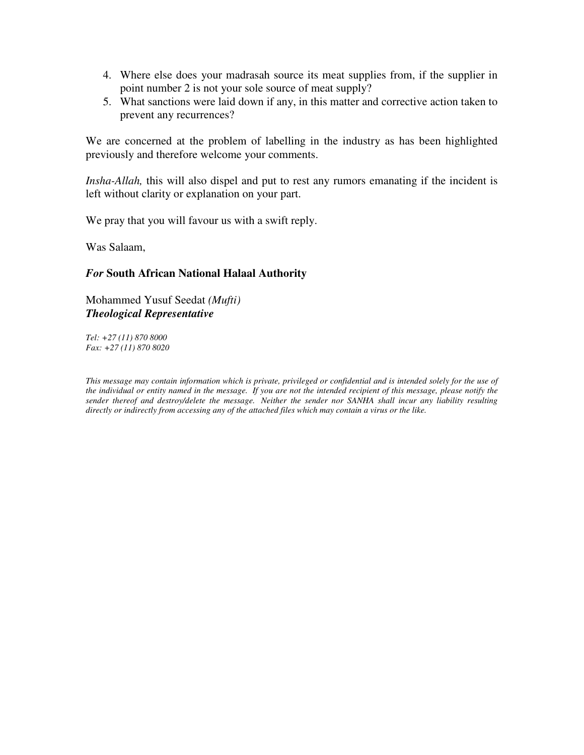4. Where else does your madrasah source its meat supplies from, if the supplier in point number 2 is not your sole source of meat supply?
5. What sanctions were laid down if any, in this matter and corrective action taken to prevent any recurrences?

We are concerned at the problem of labelling in the industry as has been highlighted previously and therefore welcome your comments.

*Insha-Allah,* this will also dispel and put to rest any rumors emanating if the incident is left without clarity or explanation on your part.

We pray that you will favour us with a swift reply.

Was Salaam,

***For* South African National Halaal Authority**

Mohammed Yusuf Seedat *(Mufti)*
***Theological Representative***

*Tel: +27 (11) 870 8000*
*Fax: +27 (11) 870 8020*

*This message may contain information which is private, privileged or confidential and is intended solely for the use of the individual or entity named in the message. If you are not the intended recipient of this message, please notify the sender thereof and destroy/delete the message. Neither the sender nor SANHA shall incur any liability resulting directly or indirectly from accessing any of the attached files which may contain a virus or the like.*